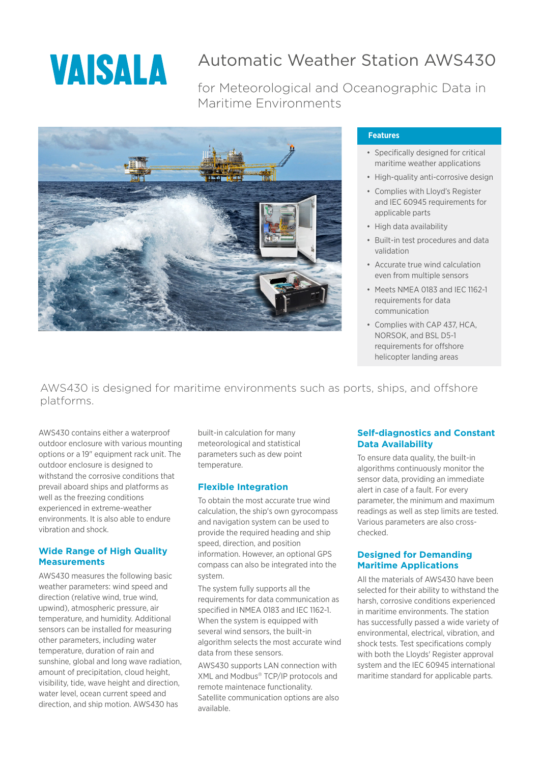# Automatic Weather Station AWS430

## for Meteorological and Oceanographic Data in Maritime Environments

### Features

- Specifically designed for critical maritime weather applications
- High-quality anti-corrosive design
- Complies with Lloyd's Register and IEC 60945 requirements for applicable parts
- High data availability
- Built-in test procedures and data validation
- Accurate true wind calculation even from multiple sensors
- Meets NMEA 0183 and IEC 1162-1 requirements for data communication
- Complies with CAP 437, HCA, NORSOK, and BSL D5-1 requirements for offshore helicopter landing areas

AWS430 is designed for maritime environments such as ports, ships, and offshore platforms.

AWS430 contains either a waterproof outdoor enclosure with various mounting options or a 19" equipment rack unit. The outdoor enclosure is designed to withstand the corrosive conditions that prevail aboard ships and platforms as well as the freezing conditions experienced in extreme-weather environments. It is also able to endure vibration and shock.

### Wide Range of High Quality Measurements

AWS430 measures the following basic weather parameters: wind speed and direction (relative wind, true wind, upwind), atmospheric pressure, air temperature, and humidity. Additional sensors can be installed for measuring other parameters, including water temperature, duration of rain and sunshine, global and long wave radiation, amount of precipitation, cloud height, visibility, tide, wave height and direction, water level, ocean current speed and direction, and ship motion. AWS430 has built-in calculation for many meteorological and statistical parameters such as dew point temperature.

### Flexible Integration

To obtain the most accurate true wind calculation, the ship's own gyrocompass and navigation system can be used to provide the required heading and ship speed, direction, and position information. However, an optional GPS compass can also be integrated into the system.

The system fully supports all the requirements for data communication as specified in NMEA 0183 and IEC 1162-1. When the system is equipped with several wind sensors, the built-in algorithm selects the most accurate wind data from these sensors.

AWS430 supports LAN connection with XML and Modbus® TCP/IP protocols and remote maintenace functionality. Satellite communication options are also available.

### Self-diagnostics and Constant Data Availability

To ensure data quality, the built-in algorithms continuously monitor the sensor data, providing an immediate alert in case of a fault. For every parameter, the minimum and maximum readings as well as step limits are tested. Various parameters are also cross-checked.

### Designed for Demanding Maritime Applications

All the materials of AWS430 have been selected for their ability to withstand the harsh, corrosive conditions experienced in maritime environments. The station has successfully passed a wide variety of environmental, electrical, vibration, and shock tests. Test specifications comply with both the Lloyds' Register approval system and the IEC 60945 international maritime standard for applicable parts.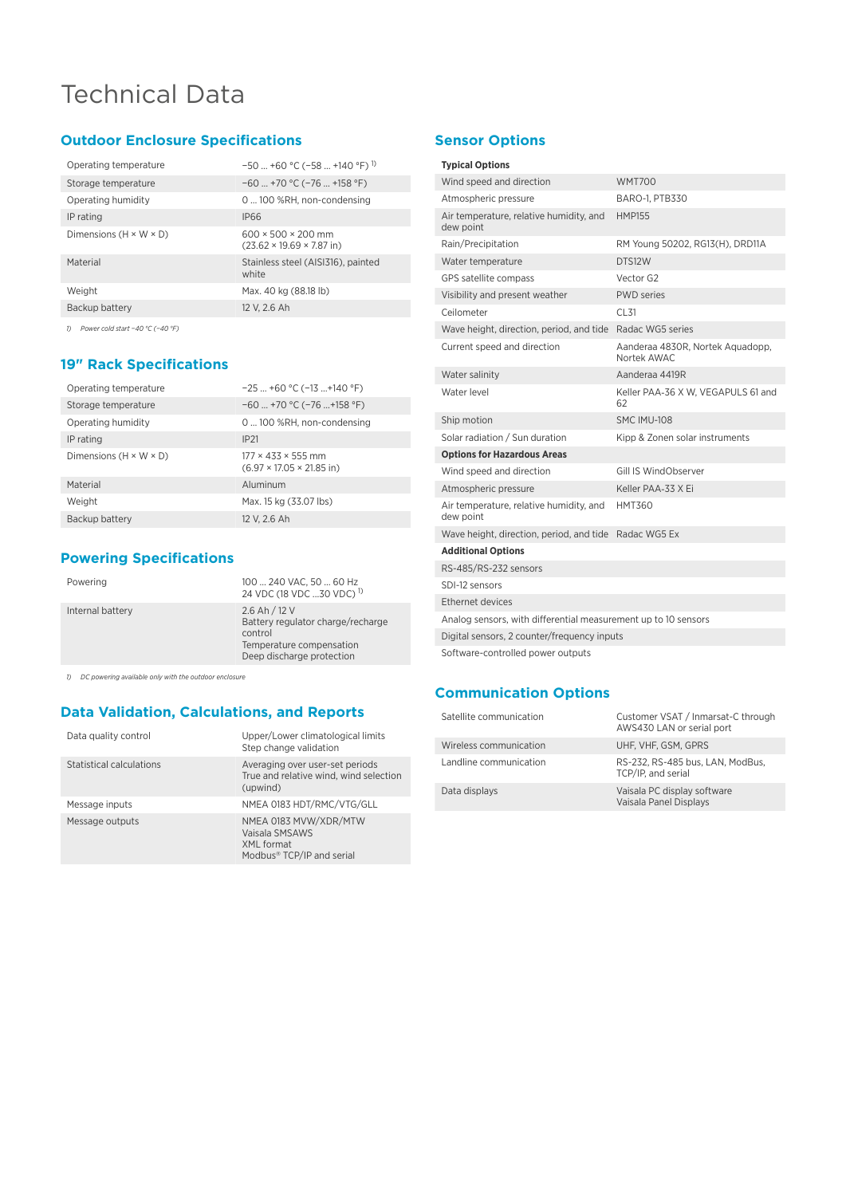# Technical Data

## Outdoor Enclosure Specifications

| | |
|---|---|
| Operating temperature | −50 ... +60 °C (−58 ... +140 °F) [1] |
| Storage temperature | −60 ... +70 °C (−76 ... +158 °F) |
| Operating humidity | 0 ... 100 %RH, non-condensing |
| IP rating | IP66 |
| Dimensions (H × W × D) | 600 × 500 × 200 mm (23.62 × 19.69 × 7.87 in) |
| Material | Stainless steel (AISI316), painted white |
| Weight | Max. 40 kg (88.18 lb) |
| Backup battery | 12 V, 2.6 Ah |

1) *Power cold start −40 °C (−40 °F)*

## 19" Rack Specifications

| | |
|---|---|
| Operating temperature | −25 ... +60 °C (−13 ...+140 °F) |
| Storage temperature | −60 ... +70 °C (−76 ...+158 °F) |
| Operating humidity | 0 ... 100 %RH, non-condensing |
| IP rating | IP21 |
| Dimensions (H × W × D) | 177 × 433 × 555 mm (6.97 × 17.05 × 21.85 in) |
| Material | Aluminum |
| Weight | Max. 15 kg (33.07 lbs) |
| Backup battery | 12 V, 2.6 Ah |

## Powering Specifications

| | |
|---|---|
| Powering | 100 ... 240 VAC, 50 ... 60 Hz<br>24 VDC (18 VDC ...30 VDC) [1] |
| Internal battery | 2.6 Ah / 12 V<br>Battery regulator charge/recharge control<br>Temperature compensation<br>Deep discharge protection |

1) *DC powering available only with the outdoor enclosure*

## Data Validation, Calculations, and Reports

| | |
|---|---|
| Data quality control | Upper/Lower climatological limits<br>Step change validation |
| Statistical calculations | Averaging over user-set periods<br>True and relative wind, wind selection (upwind) |
| Message inputs | NMEA 0183 HDT/RMC/VTG/GLL |
| Message outputs | NMEA 0183 MVW/XDR/MTW<br>Vaisala SMSAWS<br>XML format<br>Modbus® TCP/IP and serial |

## Sensor Options

| | |
|---|---|
| **Typical Options** | |
| Wind speed and direction | WMT700 |
| Atmospheric pressure | BARO-1, PTB330 |
| Air temperature, relative humidity, and dew point | HMP155 |
| Rain/Precipitation | RM Young 50202, RG13(H), DRD11A |
| Water temperature | DTS12W |
| GPS satellite compass | Vector G2 |
| Visibility and present weather | PWD series |
| Ceilometer | CL31 |
| Wave height, direction, period, and tide | Radac WG5 series |
| Current speed and direction | Aanderaa 4830R, Nortek Aquadopp, Nortek AWAC |
| Water salinity | Aanderaa 4419R |
| Water level | Keller PAA-36 X W, VEGAPULS 61 and 62 |
| Ship motion | SMC IMU-108 |
| Solar radiation / Sun duration | Kipp & Zonen solar instruments |
| **Options for Hazardous Areas** | |
| Wind speed and direction | Gill IS WindObserver |
| Atmospheric pressure | Keller PAA-33 X Ei |
| Air temperature, relative humidity, and dew point | HMT360 |
| Wave height, direction, period, and tide | Radac WG5 Ex |
| **Additional Options** | |
| RS-485/RS-232 sensors | |
| SDI-12 sensors | |
| Ethernet devices | |
| Analog sensors, with differential measurement up to 10 sensors | |
| Digital sensors, 2 counter/frequency inputs | |
| Software-controlled power outputs | |

## Communication Options

| | |
|---|---|
| Satellite communication | Customer VSAT / Inmarsat-C through AWS430 LAN or serial port |
| Wireless communication | UHF, VHF, GSM, GPRS |
| Landline communication | RS-232, RS-485 bus, LAN, ModBus, TCP/IP, and serial |
| Data displays | Vaisala PC display software<br>Vaisala Panel Displays |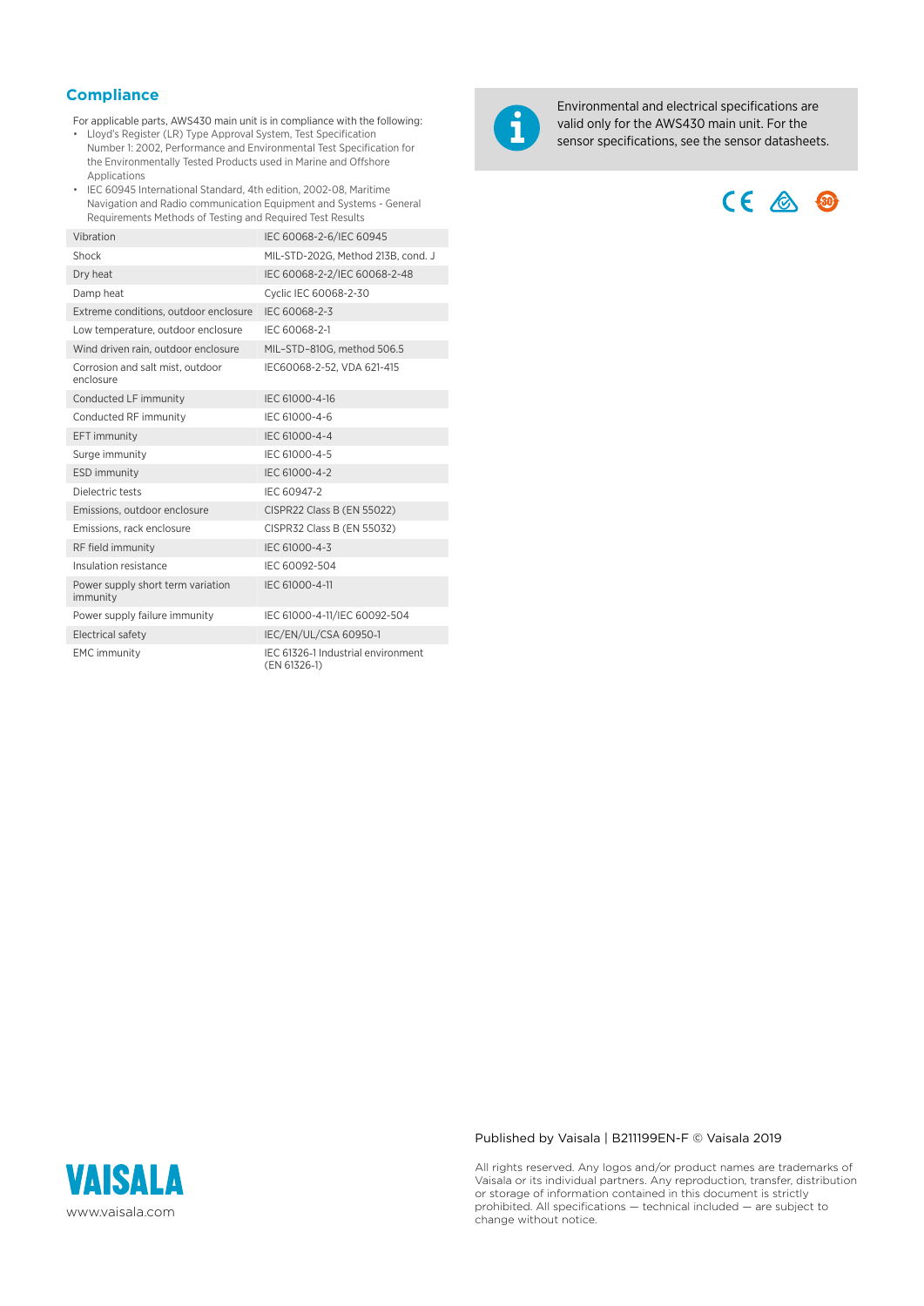## Compliance

For applicable parts, AWS430 main unit is in compliance with the following:

- Lloyd's Register (LR) Type Approval System, Test Specification Number 1: 2002, Performance and Environmental Test Specification for the Environmentally Tested Products used in Marine and Offshore Applications
- IEC 60945 International Standard, 4th edition, 2002-08, Maritime Navigation and Radio communication Equipment and Systems - General Requirements Methods of Testing and Required Test Results

| | |
|---|---|
| Vibration | IEC 60068-2-6/IEC 60945 |
| Shock | MIL-STD-202G, Method 213B, cond. J |
| Dry heat | IEC 60068-2-2/IEC 60068-2-48 |
| Damp heat | Cyclic IEC 60068-2-30 |
| Extreme conditions, outdoor enclosure | IEC 60068-2-3 |
| Low temperature, outdoor enclosure | IEC 60068-2-1 |
| Wind driven rain, outdoor enclosure | MIL–STD–810G, method 506.5 |
| Corrosion and salt mist, outdoor enclosure | IEC60068-2-52, VDA 621-415 |
| Conducted LF immunity | IEC 61000-4-16 |
| Conducted RF immunity | IEC 61000-4-6 |
| EFT immunity | IEC 61000-4-4 |
| Surge immunity | IEC 61000-4-5 |
| ESD immunity | IEC 61000-4-2 |
| Dielectric tests | IEC 60947-2 |
| Emissions, outdoor enclosure | CISPR22 Class B (EN 55022) |
| Emissions, rack enclosure | CISPR32 Class B (EN 55032) |
| RF field immunity | IEC 61000-4-3 |
| Insulation resistance | IEC 60092-504 |
| Power supply short term variation immunity | IEC 61000-4-11 |
| Power supply failure immunity | IEC 61000-4-11/IEC 60092-504 |
| Electrical safety | IEC/EN/UL/CSA 60950-1 |
| EMC immunity | IEC 61326-1 Industrial environment (EN 61326-1) |

Environmental and electrical specifications are valid only for the AWS430 main unit. For the sensor specifications, see the sensor datasheets.

VAISALA

www.vaisala.com

Published by Vaisala | B211199EN-F © Vaisala 2019

All rights reserved. Any logos and/or product names are trademarks of Vaisala or its individual partners. Any reproduction, transfer, distribution or storage of information contained in this document is strictly prohibited. All specifications — technical included — are subject to change without notice.